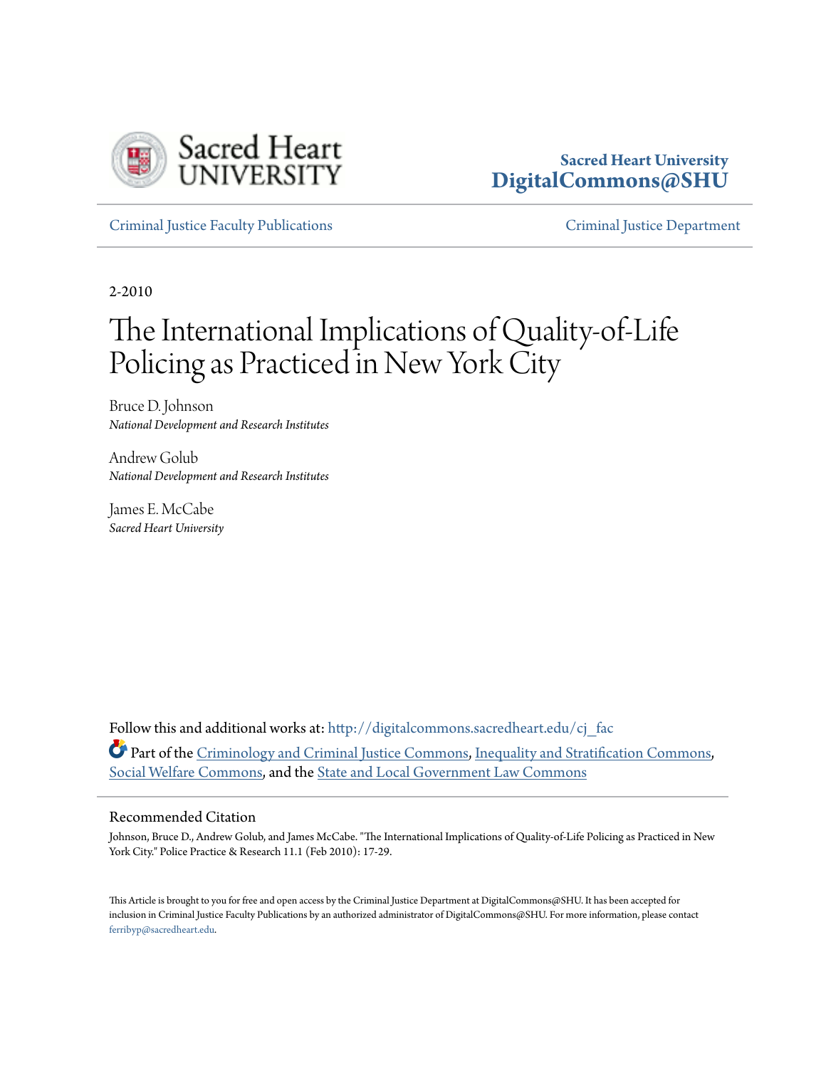Sacred Heart University
DigitalCommons@SHU

Criminal Justice Faculty Publications | Criminal Justice Department

2-2010

# The International Implications of Quality-of-Life Policing as Practiced in New York City

Bruce D. Johnson
*National Development and Research Institutes*

Andrew Golub
*National Development and Research Institutes*

James E. McCabe
*Sacred Heart University*

Follow this and additional works at: http://digitalcommons.sacredheart.edu/cj_fac

Part of the Criminology and Criminal Justice Commons, Inequality and Stratification Commons, Social Welfare Commons, and the State and Local Government Law Commons

## Recommended Citation

Johnson, Bruce D., Andrew Golub, and James McCabe. "The International Implications of Quality-of-Life Policing as Practiced in New York City." Police Practice & Research 11.1 (Feb 2010): 17-29.

This Article is brought to you for free and open access by the Criminal Justice Department at DigitalCommons@SHU. It has been accepted for inclusion in Criminal Justice Faculty Publications by an authorized administrator of DigitalCommons@SHU. For more information, please contact ferribyp@sacredheart.edu.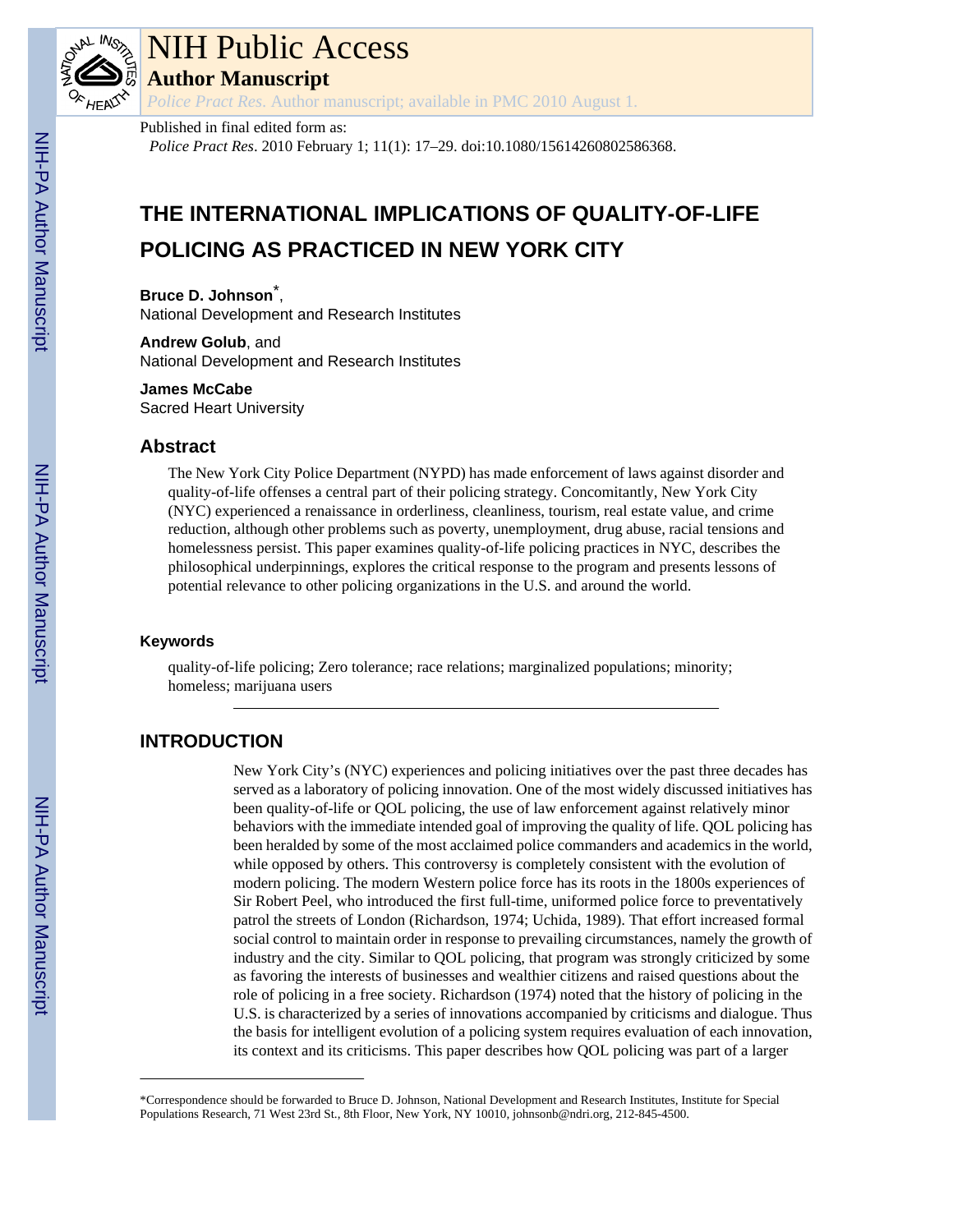# THE INTERNATIONAL IMPLICATIONS OF QUALITY-OF-LIFE POLICING AS PRACTICED IN NEW YORK CITY

**Bruce D. Johnson***,
National Development and Research Institutes

**Andrew Golub**, and
National Development and Research Institutes

**James McCabe**
Sacred Heart University

## Abstract

The New York City Police Department (NYPD) has made enforcement of laws against disorder and quality-of-life offenses a central part of their policing strategy. Concomitantly, New York City (NYC) experienced a renaissance in orderliness, cleanliness, tourism, real estate value, and crime reduction, although other problems such as poverty, unemployment, drug abuse, racial tensions and homelessness persist. This paper examines quality-of-life policing practices in NYC, describes the philosophical underpinnings, explores the critical response to the program and presents lessons of potential relevance to other policing organizations in the U.S. and around the world.

### Keywords

quality-of-life policing; Zero tolerance; race relations; marginalized populations; minority; homeless; marijuana users

## INTRODUCTION

New York City's (NYC) experiences and policing initiatives over the past three decades has served as a laboratory of policing innovation. One of the most widely discussed initiatives has been quality-of-life or QOL policing, the use of law enforcement against relatively minor behaviors with the immediate intended goal of improving the quality of life. QOL policing has been heralded by some of the most acclaimed police commanders and academics in the world, while opposed by others. This controversy is completely consistent with the evolution of modern policing. The modern Western police force has its roots in the 1800s experiences of Sir Robert Peel, who introduced the first full-time, uniformed police force to preventatively patrol the streets of London (Richardson, 1974; Uchida, 1989). That effort increased formal social control to maintain order in response to prevailing circumstances, namely the growth of industry and the city. Similar to QOL policing, that program was strongly criticized by some as favoring the interests of businesses and wealthier citizens and raised questions about the role of policing in a free society. Richardson (1974) noted that the history of policing in the U.S. is characterized by a series of innovations accompanied by criticisms and dialogue. Thus the basis for intelligent evolution of a policing system requires evaluation of each innovation, its context and its criticisms. This paper describes how QOL policing was part of a larger

*Correspondence should be forwarded to Bruce D. Johnson, National Development and Research Institutes, Institute for Special Populations Research, 71 West 23rd St., 8th Floor, New York, NY 10010, johnsonb@ndri.org, 212-845-4500.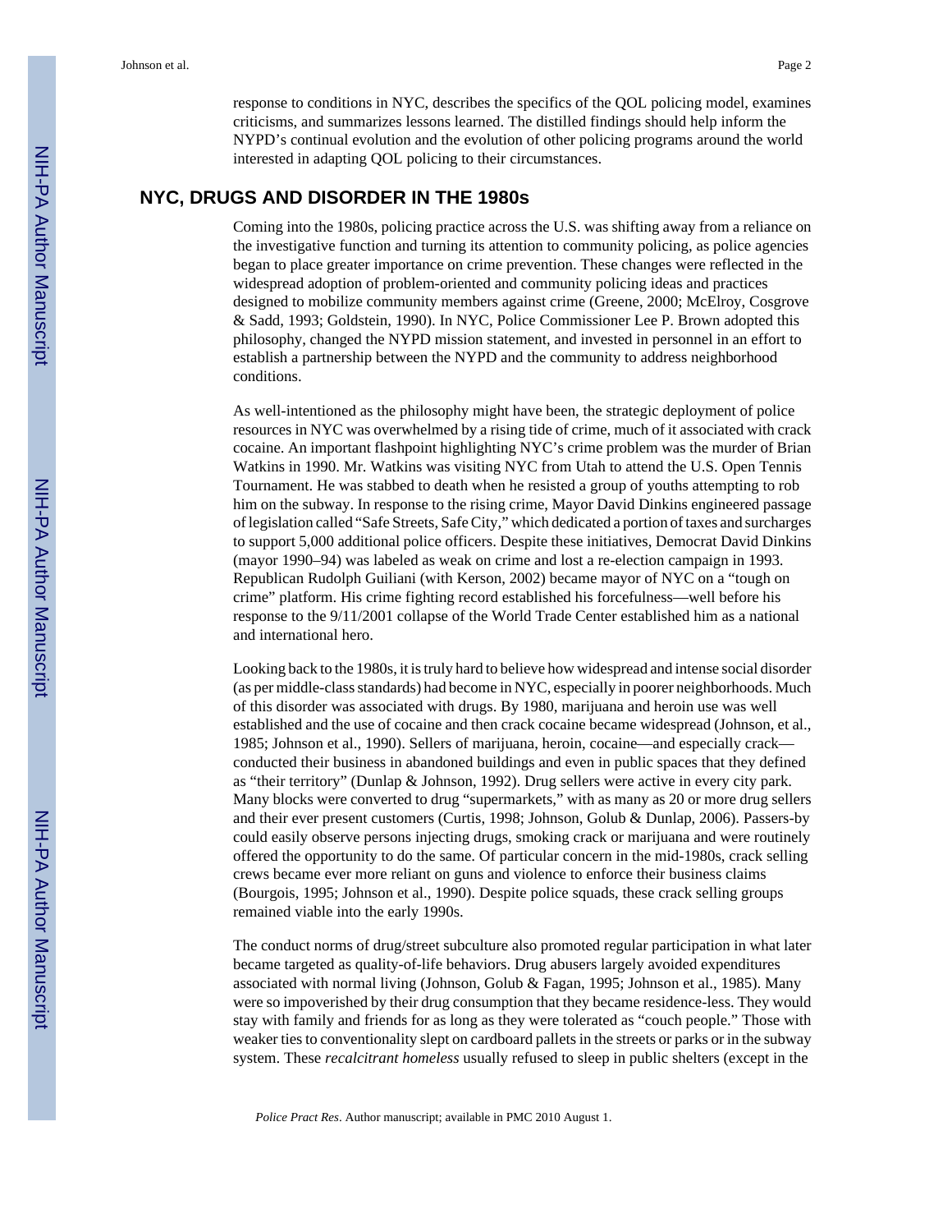response to conditions in NYC, describes the specifics of the QOL policing model, examines criticisms, and summarizes lessons learned. The distilled findings should help inform the NYPD's continual evolution and the evolution of other policing programs around the world interested in adapting QOL policing to their circumstances.

## NYC, DRUGS AND DISORDER IN THE 1980s

Coming into the 1980s, policing practice across the U.S. was shifting away from a reliance on the investigative function and turning its attention to community policing, as police agencies began to place greater importance on crime prevention. These changes were reflected in the widespread adoption of problem-oriented and community policing ideas and practices designed to mobilize community members against crime (Greene, 2000; McElroy, Cosgrove & Sadd, 1993; Goldstein, 1990). In NYC, Police Commissioner Lee P. Brown adopted this philosophy, changed the NYPD mission statement, and invested in personnel in an effort to establish a partnership between the NYPD and the community to address neighborhood conditions.

As well-intentioned as the philosophy might have been, the strategic deployment of police resources in NYC was overwhelmed by a rising tide of crime, much of it associated with crack cocaine. An important flashpoint highlighting NYC's crime problem was the murder of Brian Watkins in 1990. Mr. Watkins was visiting NYC from Utah to attend the U.S. Open Tennis Tournament. He was stabbed to death when he resisted a group of youths attempting to rob him on the subway. In response to the rising crime, Mayor David Dinkins engineered passage of legislation called "Safe Streets, Safe City," which dedicated a portion of taxes and surcharges to support 5,000 additional police officers. Despite these initiatives, Democrat David Dinkins (mayor 1990–94) was labeled as weak on crime and lost a re-election campaign in 1993. Republican Rudolph Guiliani (with Kerson, 2002) became mayor of NYC on a "tough on crime" platform. His crime fighting record established his forcefulness—well before his response to the 9/11/2001 collapse of the World Trade Center established him as a national and international hero.

Looking back to the 1980s, it is truly hard to believe how widespread and intense social disorder (as per middle-class standards) had become in NYC, especially in poorer neighborhoods. Much of this disorder was associated with drugs. By 1980, marijuana and heroin use was well established and the use of cocaine and then crack cocaine became widespread (Johnson, et al., 1985; Johnson et al., 1990). Sellers of marijuana, heroin, cocaine—and especially crack—conducted their business in abandoned buildings and even in public spaces that they defined as "their territory" (Dunlap & Johnson, 1992). Drug sellers were active in every city park. Many blocks were converted to drug "supermarkets," with as many as 20 or more drug sellers and their ever present customers (Curtis, 1998; Johnson, Golub & Dunlap, 2006). Passers-by could easily observe persons injecting drugs, smoking crack or marijuana and were routinely offered the opportunity to do the same. Of particular concern in the mid-1980s, crack selling crews became ever more reliant on guns and violence to enforce their business claims (Bourgois, 1995; Johnson et al., 1990). Despite police squads, these crack selling groups remained viable into the early 1990s.

The conduct norms of drug/street subculture also promoted regular participation in what later became targeted as quality-of-life behaviors. Drug abusers largely avoided expenditures associated with normal living (Johnson, Golub & Fagan, 1995; Johnson et al., 1985). Many were so impoverished by their drug consumption that they became residence-less. They would stay with family and friends for as long as they were tolerated as "couch people." Those with weaker ties to conventionality slept on cardboard pallets in the streets or parks or in the subway system. These *recalcitrant homeless* usually refused to sleep in public shelters (except in the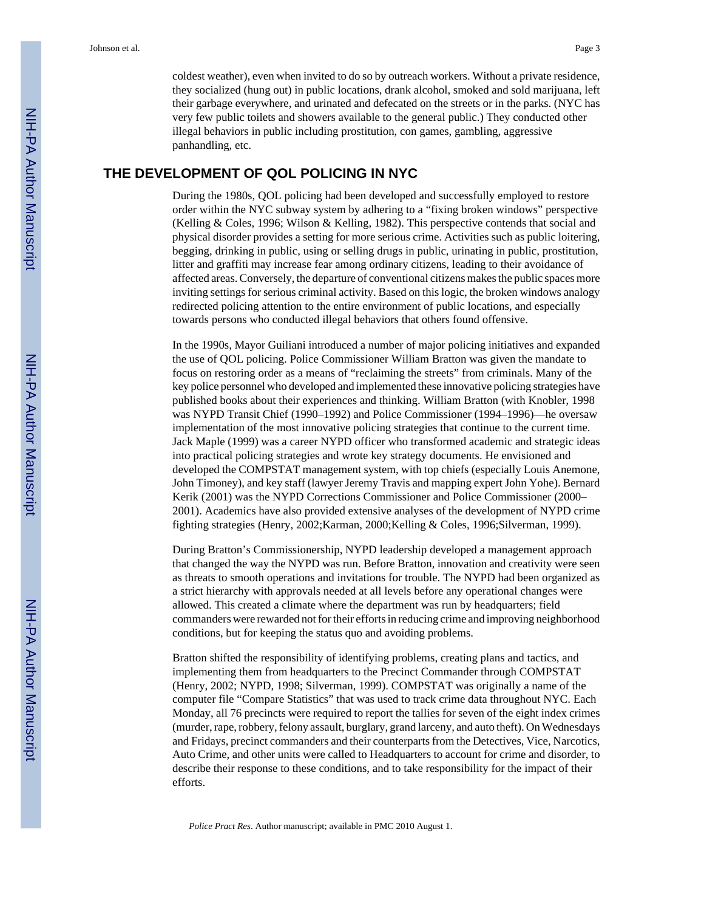coldest weather), even when invited to do so by outreach workers. Without a private residence, they socialized (hung out) in public locations, drank alcohol, smoked and sold marijuana, left their garbage everywhere, and urinated and defecated on the streets or in the parks. (NYC has very few public toilets and showers available to the general public.) They conducted other illegal behaviors in public including prostitution, con games, gambling, aggressive panhandling, etc.

## THE DEVELOPMENT OF QOL POLICING IN NYC

During the 1980s, QOL policing had been developed and successfully employed to restore order within the NYC subway system by adhering to a "fixing broken windows" perspective (Kelling & Coles, 1996; Wilson & Kelling, 1982). This perspective contends that social and physical disorder provides a setting for more serious crime. Activities such as public loitering, begging, drinking in public, using or selling drugs in public, urinating in public, prostitution, litter and graffiti may increase fear among ordinary citizens, leading to their avoidance of affected areas. Conversely, the departure of conventional citizens makes the public spaces more inviting settings for serious criminal activity. Based on this logic, the broken windows analogy redirected policing attention to the entire environment of public locations, and especially towards persons who conducted illegal behaviors that others found offensive.

In the 1990s, Mayor Guiliani introduced a number of major policing initiatives and expanded the use of QOL policing. Police Commissioner William Bratton was given the mandate to focus on restoring order as a means of "reclaiming the streets" from criminals. Many of the key police personnel who developed and implemented these innovative policing strategies have published books about their experiences and thinking. William Bratton (with Knobler, 1998 was NYPD Transit Chief (1990–1992) and Police Commissioner (1994–1996)—he oversaw implementation of the most innovative policing strategies that continue to the current time. Jack Maple (1999) was a career NYPD officer who transformed academic and strategic ideas into practical policing strategies and wrote key strategy documents. He envisioned and developed the COMPSTAT management system, with top chiefs (especially Louis Anemone, John Timoney), and key staff (lawyer Jeremy Travis and mapping expert John Yohe). Bernard Kerik (2001) was the NYPD Corrections Commissioner and Police Commissioner (2000–2001). Academics have also provided extensive analyses of the development of NYPD crime fighting strategies (Henry, 2002;Karman, 2000;Kelling & Coles, 1996;Silverman, 1999).

During Bratton's Commissionership, NYPD leadership developed a management approach that changed the way the NYPD was run. Before Bratton, innovation and creativity were seen as threats to smooth operations and invitations for trouble. The NYPD had been organized as a strict hierarchy with approvals needed at all levels before any operational changes were allowed. This created a climate where the department was run by headquarters; field commanders were rewarded not for their efforts in reducing crime and improving neighborhood conditions, but for keeping the status quo and avoiding problems.

Bratton shifted the responsibility of identifying problems, creating plans and tactics, and implementing them from headquarters to the Precinct Commander through COMPSTAT (Henry, 2002; NYPD, 1998; Silverman, 1999). COMPSTAT was originally a name of the computer file "Compare Statistics" that was used to track crime data throughout NYC. Each Monday, all 76 precincts were required to report the tallies for seven of the eight index crimes (murder, rape, robbery, felony assault, burglary, grand larceny, and auto theft). On Wednesdays and Fridays, precinct commanders and their counterparts from the Detectives, Vice, Narcotics, Auto Crime, and other units were called to Headquarters to account for crime and disorder, to describe their response to these conditions, and to take responsibility for the impact of their efforts.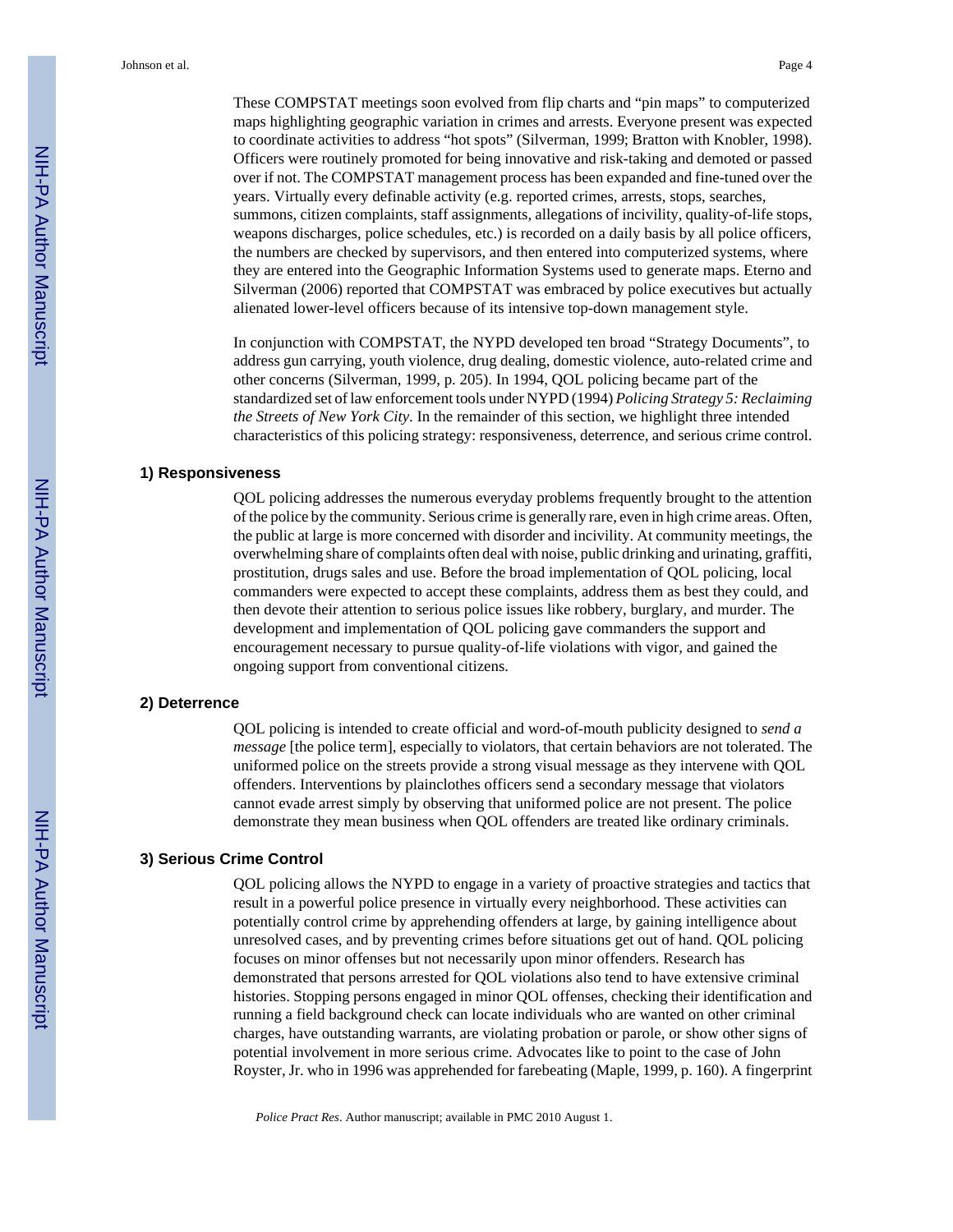These COMPSTAT meetings soon evolved from flip charts and "pin maps" to computerized maps highlighting geographic variation in crimes and arrests. Everyone present was expected to coordinate activities to address "hot spots" (Silverman, 1999; Bratton with Knobler, 1998). Officers were routinely promoted for being innovative and risk-taking and demoted or passed over if not. The COMPSTAT management process has been expanded and fine-tuned over the years. Virtually every definable activity (e.g. reported crimes, arrests, stops, searches, summons, citizen complaints, staff assignments, allegations of incivility, quality-of-life stops, weapons discharges, police schedules, etc.) is recorded on a daily basis by all police officers, the numbers are checked by supervisors, and then entered into computerized systems, where they are entered into the Geographic Information Systems used to generate maps. Eterno and Silverman (2006) reported that COMPSTAT was embraced by police executives but actually alienated lower-level officers because of its intensive top-down management style.

In conjunction with COMPSTAT, the NYPD developed ten broad "Strategy Documents", to address gun carrying, youth violence, drug dealing, domestic violence, auto-related crime and other concerns (Silverman, 1999, p. 205). In 1994, QOL policing became part of the standardized set of law enforcement tools under NYPD (1994) *Policing Strategy 5: Reclaiming the Streets of New York City*. In the remainder of this section, we highlight three intended characteristics of this policing strategy: responsiveness, deterrence, and serious crime control.

### 1) Responsiveness

QOL policing addresses the numerous everyday problems frequently brought to the attention of the police by the community. Serious crime is generally rare, even in high crime areas. Often, the public at large is more concerned with disorder and incivility. At community meetings, the overwhelming share of complaints often deal with noise, public drinking and urinating, graffiti, prostitution, drugs sales and use. Before the broad implementation of QOL policing, local commanders were expected to accept these complaints, address them as best they could, and then devote their attention to serious police issues like robbery, burglary, and murder. The development and implementation of QOL policing gave commanders the support and encouragement necessary to pursue quality-of-life violations with vigor, and gained the ongoing support from conventional citizens.

### 2) Deterrence

QOL policing is intended to create official and word-of-mouth publicity designed to *send a message* [the police term], especially to violators, that certain behaviors are not tolerated. The uniformed police on the streets provide a strong visual message as they intervene with QOL offenders. Interventions by plainclothes officers send a secondary message that violators cannot evade arrest simply by observing that uniformed police are not present. The police demonstrate they mean business when QOL offenders are treated like ordinary criminals.

### 3) Serious Crime Control

QOL policing allows the NYPD to engage in a variety of proactive strategies and tactics that result in a powerful police presence in virtually every neighborhood. These activities can potentially control crime by apprehending offenders at large, by gaining intelligence about unresolved cases, and by preventing crimes before situations get out of hand. QOL policing focuses on minor offenses but not necessarily upon minor offenders. Research has demonstrated that persons arrested for QOL violations also tend to have extensive criminal histories. Stopping persons engaged in minor QOL offenses, checking their identification and running a field background check can locate individuals who are wanted on other criminal charges, have outstanding warrants, are violating probation or parole, or show other signs of potential involvement in more serious crime. Advocates like to point to the case of John Royster, Jr. who in 1996 was apprehended for farebeating (Maple, 1999, p. 160). A fingerprint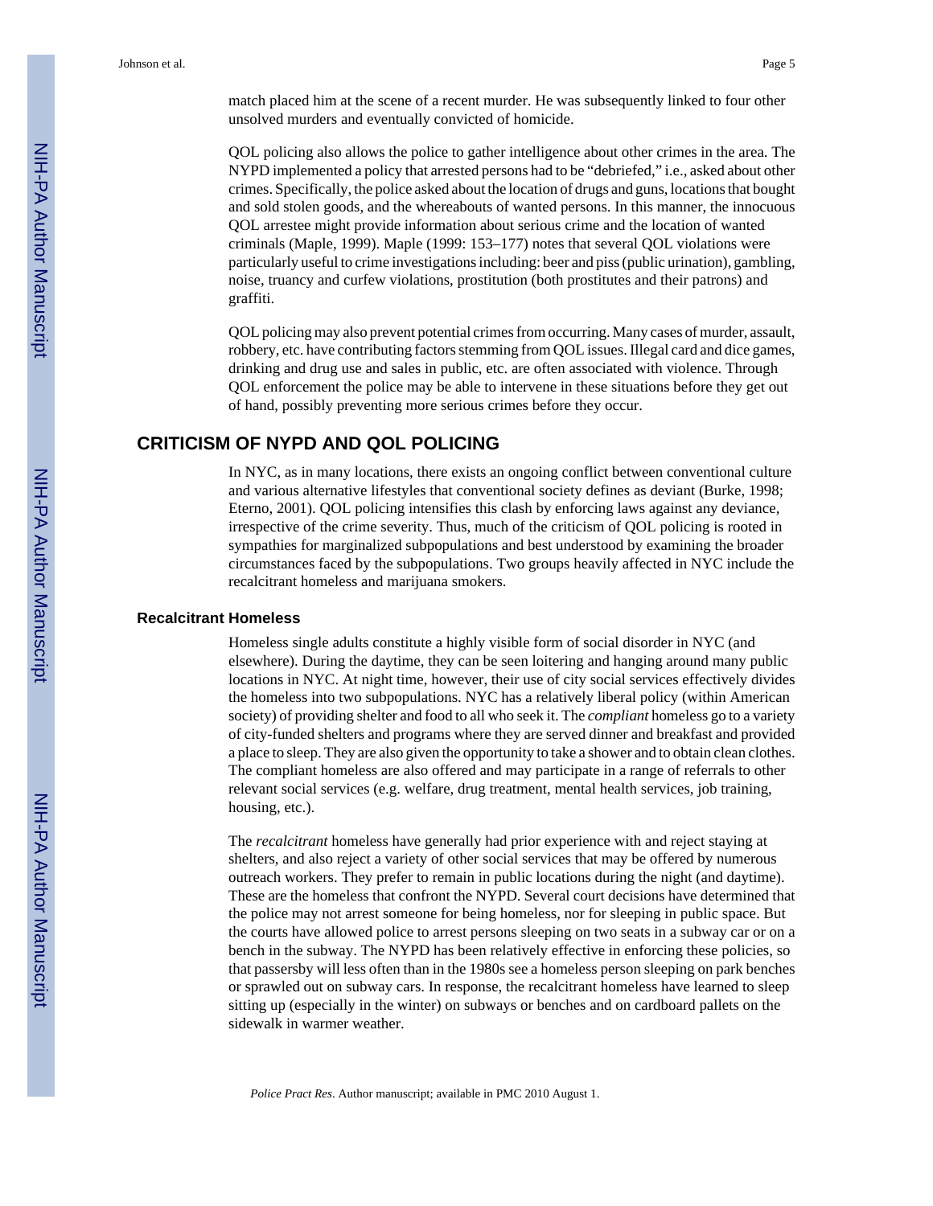match placed him at the scene of a recent murder. He was subsequently linked to four other unsolved murders and eventually convicted of homicide.

QOL policing also allows the police to gather intelligence about other crimes in the area. The NYPD implemented a policy that arrested persons had to be "debriefed," i.e., asked about other crimes. Specifically, the police asked about the location of drugs and guns, locations that bought and sold stolen goods, and the whereabouts of wanted persons. In this manner, the innocuous QOL arrestee might provide information about serious crime and the location of wanted criminals (Maple, 1999). Maple (1999: 153–177) notes that several QOL violations were particularly useful to crime investigations including: beer and piss (public urination), gambling, noise, truancy and curfew violations, prostitution (both prostitutes and their patrons) and graffiti.

QOL policing may also prevent potential crimes from occurring. Many cases of murder, assault, robbery, etc. have contributing factors stemming from QOL issues. Illegal card and dice games, drinking and drug use and sales in public, etc. are often associated with violence. Through QOL enforcement the police may be able to intervene in these situations before they get out of hand, possibly preventing more serious crimes before they occur.

## CRITICISM OF NYPD AND QOL POLICING

In NYC, as in many locations, there exists an ongoing conflict between conventional culture and various alternative lifestyles that conventional society defines as deviant (Burke, 1998; Eterno, 2001). QOL policing intensifies this clash by enforcing laws against any deviance, irrespective of the crime severity. Thus, much of the criticism of QOL policing is rooted in sympathies for marginalized subpopulations and best understood by examining the broader circumstances faced by the subpopulations. Two groups heavily affected in NYC include the recalcitrant homeless and marijuana smokers.

### Recalcitrant Homeless

Homeless single adults constitute a highly visible form of social disorder in NYC (and elsewhere). During the daytime, they can be seen loitering and hanging around many public locations in NYC. At night time, however, their use of city social services effectively divides the homeless into two subpopulations. NYC has a relatively liberal policy (within American society) of providing shelter and food to all who seek it. The *compliant* homeless go to a variety of city-funded shelters and programs where they are served dinner and breakfast and provided a place to sleep. They are also given the opportunity to take a shower and to obtain clean clothes. The compliant homeless are also offered and may participate in a range of referrals to other relevant social services (e.g. welfare, drug treatment, mental health services, job training, housing, etc.).

The *recalcitrant* homeless have generally had prior experience with and reject staying at shelters, and also reject a variety of other social services that may be offered by numerous outreach workers. They prefer to remain in public locations during the night (and daytime). These are the homeless that confront the NYPD. Several court decisions have determined that the police may not arrest someone for being homeless, nor for sleeping in public space. But the courts have allowed police to arrest persons sleeping on two seats in a subway car or on a bench in the subway. The NYPD has been relatively effective in enforcing these policies, so that passersby will less often than in the 1980s see a homeless person sleeping on park benches or sprawled out on subway cars. In response, the recalcitrant homeless have learned to sleep sitting up (especially in the winter) on subways or benches and on cardboard pallets on the sidewalk in warmer weather.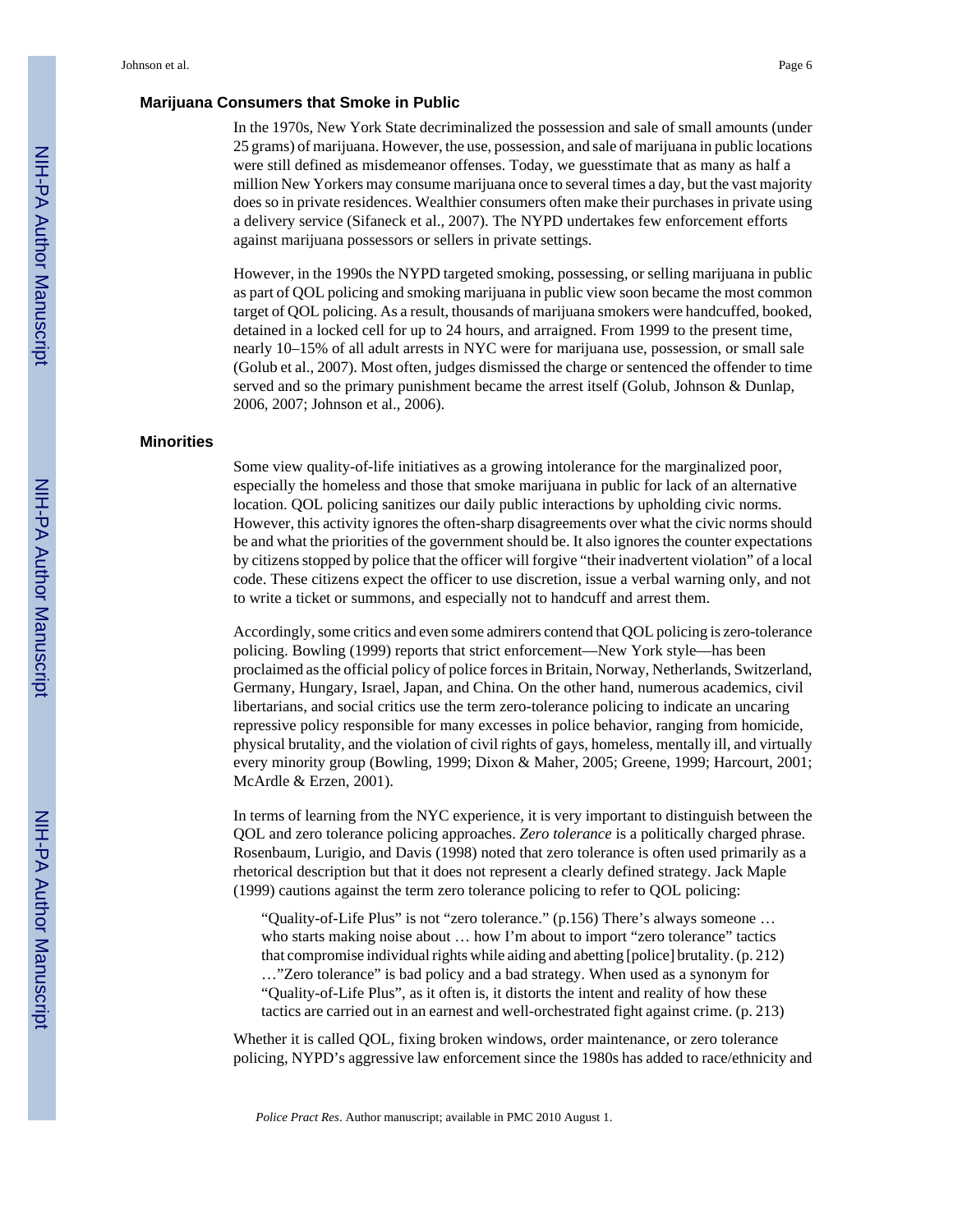## Marijuana Consumers that Smoke in Public

In the 1970s, New York State decriminalized the possession and sale of small amounts (under 25 grams) of marijuana. However, the use, possession, and sale of marijuana in public locations were still defined as misdemeanor offenses. Today, we guesstimate that as many as half a million New Yorkers may consume marijuana once to several times a day, but the vast majority does so in private residences. Wealthier consumers often make their purchases in private using a delivery service (Sifaneck et al., 2007). The NYPD undertakes few enforcement efforts against marijuana possessors or sellers in private settings.

However, in the 1990s the NYPD targeted smoking, possessing, or selling marijuana in public as part of QOL policing and smoking marijuana in public view soon became the most common target of QOL policing. As a result, thousands of marijuana smokers were handcuffed, booked, detained in a locked cell for up to 24 hours, and arraigned. From 1999 to the present time, nearly 10–15% of all adult arrests in NYC were for marijuana use, possession, or small sale (Golub et al., 2007). Most often, judges dismissed the charge or sentenced the offender to time served and so the primary punishment became the arrest itself (Golub, Johnson & Dunlap, 2006, 2007; Johnson et al., 2006).

## Minorities

Some view quality-of-life initiatives as a growing intolerance for the marginalized poor, especially the homeless and those that smoke marijuana in public for lack of an alternative location. QOL policing sanitizes our daily public interactions by upholding civic norms. However, this activity ignores the often-sharp disagreements over what the civic norms should be and what the priorities of the government should be. It also ignores the counter expectations by citizens stopped by police that the officer will forgive "their inadvertent violation" of a local code. These citizens expect the officer to use discretion, issue a verbal warning only, and not to write a ticket or summons, and especially not to handcuff and arrest them.

Accordingly, some critics and even some admirers contend that QOL policing is zero-tolerance policing. Bowling (1999) reports that strict enforcement—New York style—has been proclaimed as the official policy of police forces in Britain, Norway, Netherlands, Switzerland, Germany, Hungary, Israel, Japan, and China. On the other hand, numerous academics, civil libertarians, and social critics use the term zero-tolerance policing to indicate an uncaring repressive policy responsible for many excesses in police behavior, ranging from homicide, physical brutality, and the violation of civil rights of gays, homeless, mentally ill, and virtually every minority group (Bowling, 1999; Dixon & Maher, 2005; Greene, 1999; Harcourt, 2001; McArdle & Erzen, 2001).

In terms of learning from the NYC experience, it is very important to distinguish between the QOL and zero tolerance policing approaches. *Zero tolerance* is a politically charged phrase. Rosenbaum, Lurigio, and Davis (1998) noted that zero tolerance is often used primarily as a rhetorical description but that it does not represent a clearly defined strategy. Jack Maple (1999) cautions against the term zero tolerance policing to refer to QOL policing:

> "Quality-of-Life Plus" is not "zero tolerance." (p.156) There's always someone … who starts making noise about … how I'm about to import "zero tolerance" tactics that compromise individual rights while aiding and abetting [police] brutality. (p. 212) …"Zero tolerance" is bad policy and a bad strategy. When used as a synonym for "Quality-of-Life Plus", as it often is, it distorts the intent and reality of how these tactics are carried out in an earnest and well-orchestrated fight against crime. (p. 213)

Whether it is called QOL, fixing broken windows, order maintenance, or zero tolerance policing, NYPD's aggressive law enforcement since the 1980s has added to race/ethnicity and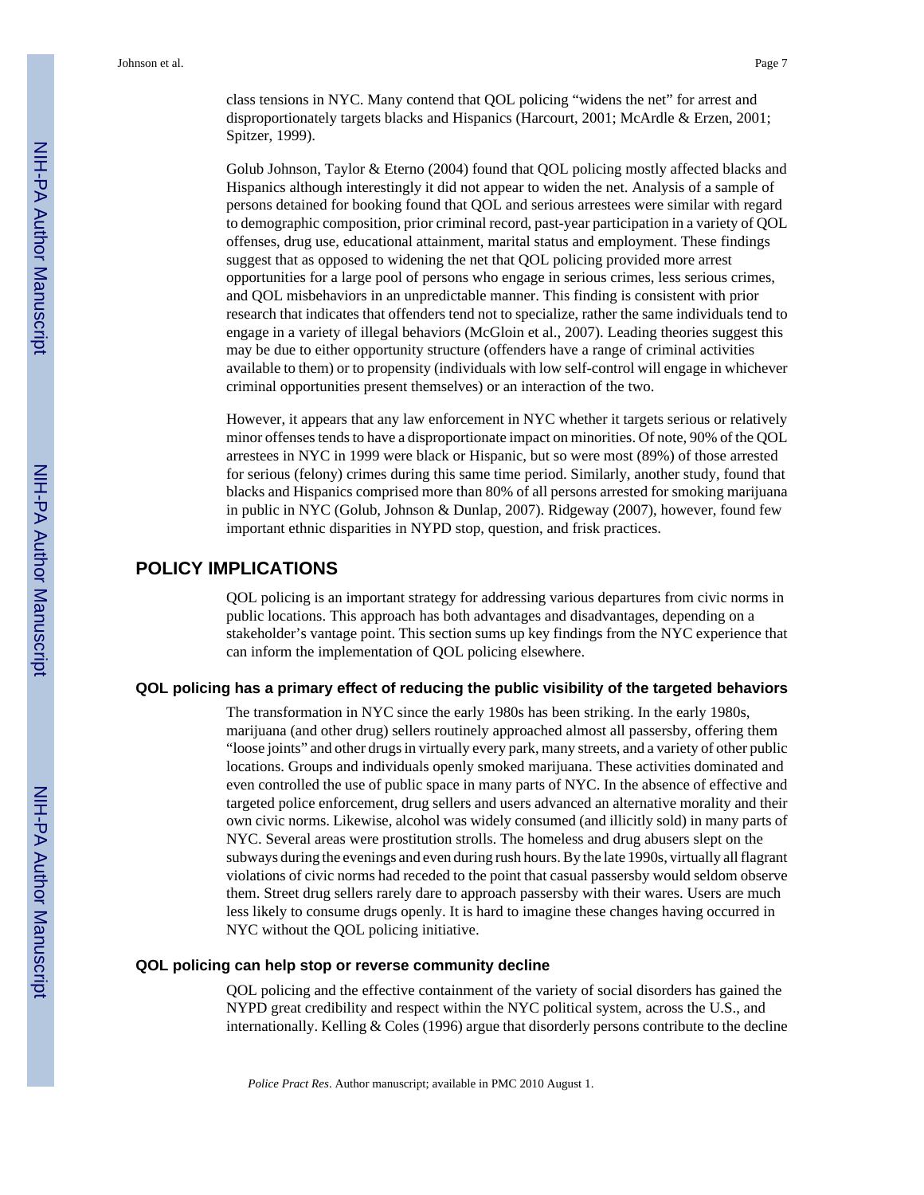class tensions in NYC. Many contend that QOL policing "widens the net" for arrest and disproportionately targets blacks and Hispanics (Harcourt, 2001; McArdle & Erzen, 2001; Spitzer, 1999).

Golub Johnson, Taylor & Eterno (2004) found that QOL policing mostly affected blacks and Hispanics although interestingly it did not appear to widen the net. Analysis of a sample of persons detained for booking found that QOL and serious arrestees were similar with regard to demographic composition, prior criminal record, past-year participation in a variety of QOL offenses, drug use, educational attainment, marital status and employment. These findings suggest that as opposed to widening the net that QOL policing provided more arrest opportunities for a large pool of persons who engage in serious crimes, less serious crimes, and QOL misbehaviors in an unpredictable manner. This finding is consistent with prior research that indicates that offenders tend not to specialize, rather the same individuals tend to engage in a variety of illegal behaviors (McGloin et al., 2007). Leading theories suggest this may be due to either opportunity structure (offenders have a range of criminal activities available to them) or to propensity (individuals with low self-control will engage in whichever criminal opportunities present themselves) or an interaction of the two.

However, it appears that any law enforcement in NYC whether it targets serious or relatively minor offenses tends to have a disproportionate impact on minorities. Of note, 90% of the QOL arrestees in NYC in 1999 were black or Hispanic, but so were most (89%) of those arrested for serious (felony) crimes during this same time period. Similarly, another study, found that blacks and Hispanics comprised more than 80% of all persons arrested for smoking marijuana in public in NYC (Golub, Johnson & Dunlap, 2007). Ridgeway (2007), however, found few important ethnic disparities in NYPD stop, question, and frisk practices.

## POLICY IMPLICATIONS

QOL policing is an important strategy for addressing various departures from civic norms in public locations. This approach has both advantages and disadvantages, depending on a stakeholder's vantage point. This section sums up key findings from the NYC experience that can inform the implementation of QOL policing elsewhere.

### QOL policing has a primary effect of reducing the public visibility of the targeted behaviors

The transformation in NYC since the early 1980s has been striking. In the early 1980s, marijuana (and other drug) sellers routinely approached almost all passersby, offering them "loose joints" and other drugs in virtually every park, many streets, and a variety of other public locations. Groups and individuals openly smoked marijuana. These activities dominated and even controlled the use of public space in many parts of NYC. In the absence of effective and targeted police enforcement, drug sellers and users advanced an alternative morality and their own civic norms. Likewise, alcohol was widely consumed (and illicitly sold) in many parts of NYC. Several areas were prostitution strolls. The homeless and drug abusers slept on the subways during the evenings and even during rush hours. By the late 1990s, virtually all flagrant violations of civic norms had receded to the point that casual passersby would seldom observe them. Street drug sellers rarely dare to approach passersby with their wares. Users are much less likely to consume drugs openly. It is hard to imagine these changes having occurred in NYC without the QOL policing initiative.

### QOL policing can help stop or reverse community decline

QOL policing and the effective containment of the variety of social disorders has gained the NYPD great credibility and respect within the NYC political system, across the U.S., and internationally. Kelling & Coles (1996) argue that disorderly persons contribute to the decline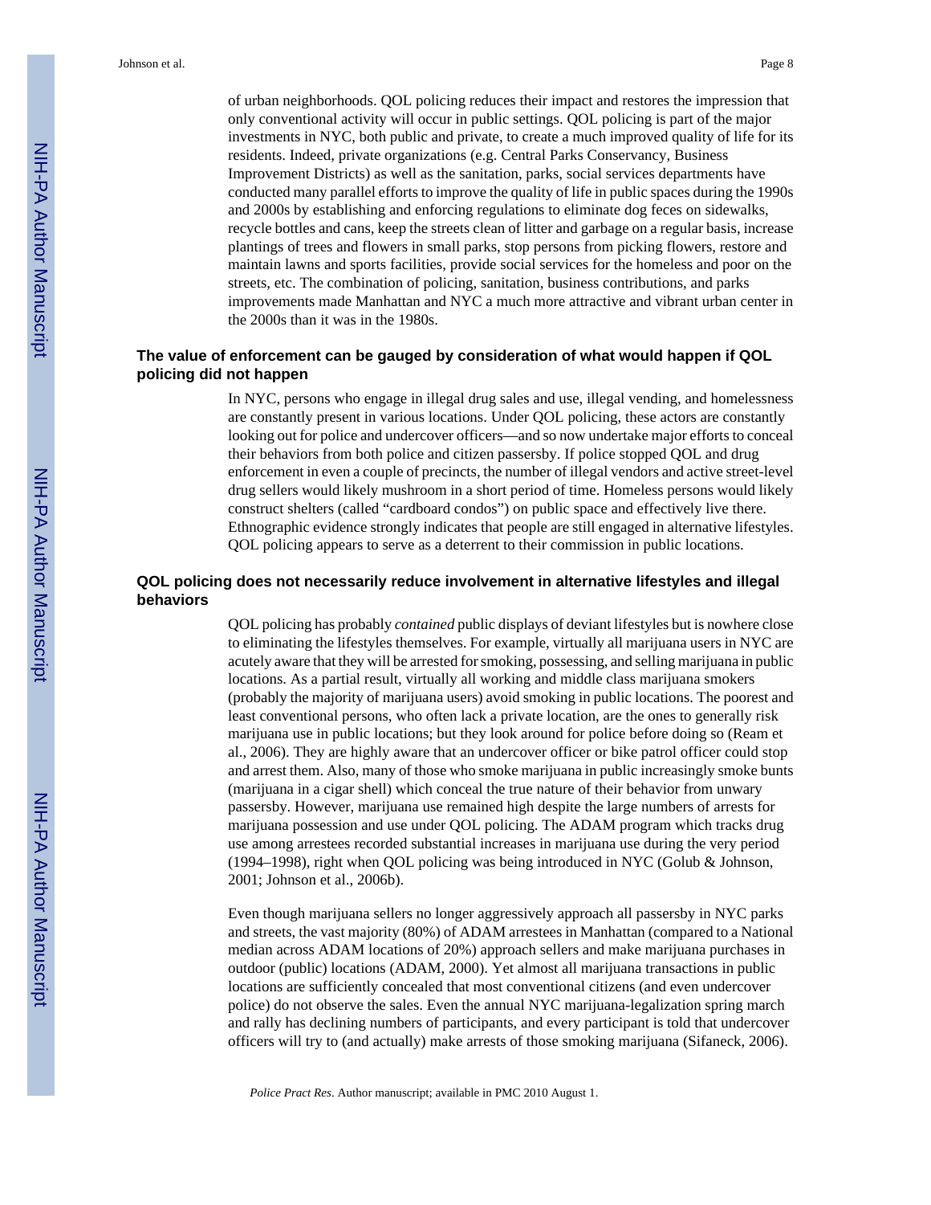of urban neighborhoods. QOL policing reduces their impact and restores the impression that only conventional activity will occur in public settings. QOL policing is part of the major investments in NYC, both public and private, to create a much improved quality of life for its residents. Indeed, private organizations (e.g. Central Parks Conservancy, Business Improvement Districts) as well as the sanitation, parks, social services departments have conducted many parallel efforts to improve the quality of life in public spaces during the 1990s and 2000s by establishing and enforcing regulations to eliminate dog feces on sidewalks, recycle bottles and cans, keep the streets clean of litter and garbage on a regular basis, increase plantings of trees and flowers in small parks, stop persons from picking flowers, restore and maintain lawns and sports facilities, provide social services for the homeless and poor on the streets, etc. The combination of policing, sanitation, business contributions, and parks improvements made Manhattan and NYC a much more attractive and vibrant urban center in the 2000s than it was in the 1980s.

### The value of enforcement can be gauged by consideration of what would happen if QOL policing did not happen

In NYC, persons who engage in illegal drug sales and use, illegal vending, and homelessness are constantly present in various locations. Under QOL policing, these actors are constantly looking out for police and undercover officers—and so now undertake major efforts to conceal their behaviors from both police and citizen passersby. If police stopped QOL and drug enforcement in even a couple of precincts, the number of illegal vendors and active street-level drug sellers would likely mushroom in a short period of time. Homeless persons would likely construct shelters (called "cardboard condos") on public space and effectively live there. Ethnographic evidence strongly indicates that people are still engaged in alternative lifestyles. QOL policing appears to serve as a deterrent to their commission in public locations.

### QOL policing does not necessarily reduce involvement in alternative lifestyles and illegal behaviors

QOL policing has probably *contained* public displays of deviant lifestyles but is nowhere close to eliminating the lifestyles themselves. For example, virtually all marijuana users in NYC are acutely aware that they will be arrested for smoking, possessing, and selling marijuana in public locations. As a partial result, virtually all working and middle class marijuana smokers (probably the majority of marijuana users) avoid smoking in public locations. The poorest and least conventional persons, who often lack a private location, are the ones to generally risk marijuana use in public locations; but they look around for police before doing so (Ream et al., 2006). They are highly aware that an undercover officer or bike patrol officer could stop and arrest them. Also, many of those who smoke marijuana in public increasingly smoke bunts (marijuana in a cigar shell) which conceal the true nature of their behavior from unwary passersby. However, marijuana use remained high despite the large numbers of arrests for marijuana possession and use under QOL policing. The ADAM program which tracks drug use among arrestees recorded substantial increases in marijuana use during the very period (1994–1998), right when QOL policing was being introduced in NYC (Golub & Johnson, 2001; Johnson et al., 2006b).

Even though marijuana sellers no longer aggressively approach all passersby in NYC parks and streets, the vast majority (80%) of ADAM arrestees in Manhattan (compared to a National median across ADAM locations of 20%) approach sellers and make marijuana purchases in outdoor (public) locations (ADAM, 2000). Yet almost all marijuana transactions in public locations are sufficiently concealed that most conventional citizens (and even undercover police) do not observe the sales. Even the annual NYC marijuana-legalization spring march and rally has declining numbers of participants, and every participant is told that undercover officers will try to (and actually) make arrests of those smoking marijuana (Sifaneck, 2006).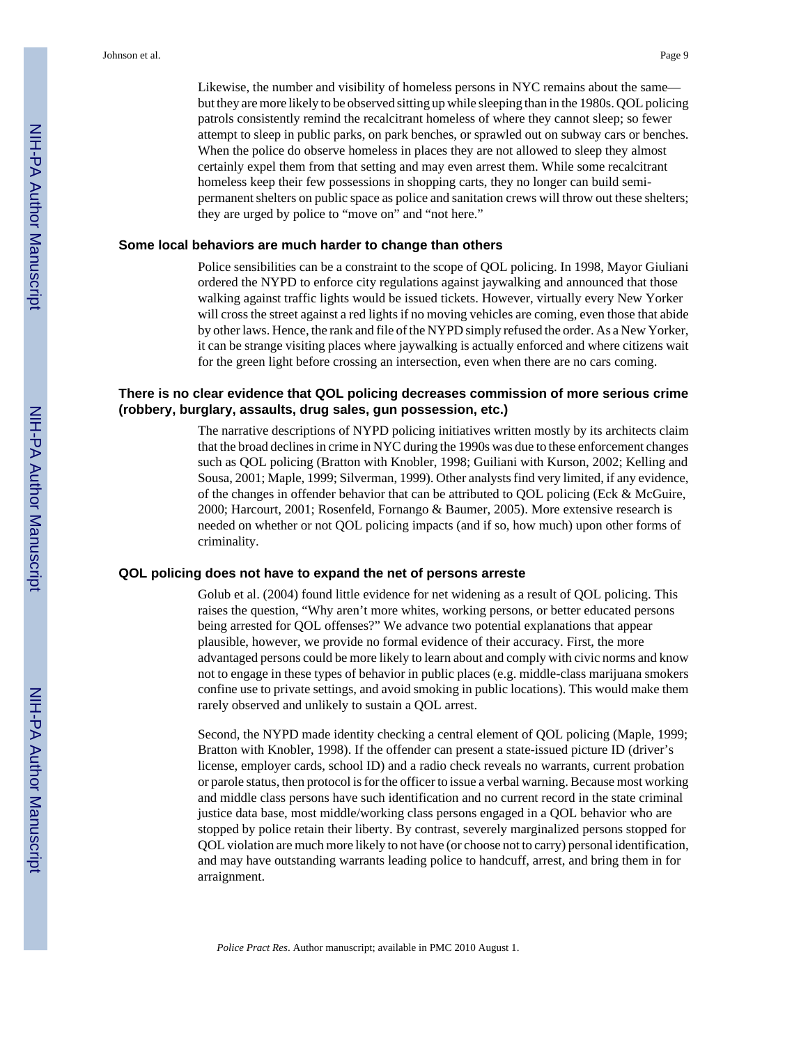Likewise, the number and visibility of homeless persons in NYC remains about the same—but they are more likely to be observed sitting up while sleeping than in the 1980s. QOL policing patrols consistently remind the recalcitrant homeless of where they cannot sleep; so fewer attempt to sleep in public parks, on park benches, or sprawled out on subway cars or benches. When the police do observe homeless in places they are not allowed to sleep they almost certainly expel them from that setting and may even arrest them. While some recalcitrant homeless keep their few possessions in shopping carts, they no longer can build semi-permanent shelters on public space as police and sanitation crews will throw out these shelters; they are urged by police to "move on" and "not here."

### Some local behaviors are much harder to change than others

Police sensibilities can be a constraint to the scope of QOL policing. In 1998, Mayor Giuliani ordered the NYPD to enforce city regulations against jaywalking and announced that those walking against traffic lights would be issued tickets. However, virtually every New Yorker will cross the street against a red lights if no moving vehicles are coming, even those that abide by other laws. Hence, the rank and file of the NYPD simply refused the order. As a New Yorker, it can be strange visiting places where jaywalking is actually enforced and where citizens wait for the green light before crossing an intersection, even when there are no cars coming.

### There is no clear evidence that QOL policing decreases commission of more serious crime (robbery, burglary, assaults, drug sales, gun possession, etc.)

The narrative descriptions of NYPD policing initiatives written mostly by its architects claim that the broad declines in crime in NYC during the 1990s was due to these enforcement changes such as QOL policing (Bratton with Knobler, 1998; Guiliani with Kurson, 2002; Kelling and Sousa, 2001; Maple, 1999; Silverman, 1999). Other analysts find very limited, if any evidence, of the changes in offender behavior that can be attributed to QOL policing (Eck & McGuire, 2000; Harcourt, 2001; Rosenfeld, Fornango & Baumer, 2005). More extensive research is needed on whether or not QOL policing impacts (and if so, how much) upon other forms of criminality.

### QOL policing does not have to expand the net of persons arreste

Golub et al. (2004) found little evidence for net widening as a result of QOL policing. This raises the question, "Why aren't more whites, working persons, or better educated persons being arrested for QOL offenses?" We advance two potential explanations that appear plausible, however, we provide no formal evidence of their accuracy. First, the more advantaged persons could be more likely to learn about and comply with civic norms and know not to engage in these types of behavior in public places (e.g. middle-class marijuana smokers confine use to private settings, and avoid smoking in public locations). This would make them rarely observed and unlikely to sustain a QOL arrest.

Second, the NYPD made identity checking a central element of QOL policing (Maple, 1999; Bratton with Knobler, 1998). If the offender can present a state-issued picture ID (driver's license, employer cards, school ID) and a radio check reveals no warrants, current probation or parole status, then protocol is for the officer to issue a verbal warning. Because most working and middle class persons have such identification and no current record in the state criminal justice data base, most middle/working class persons engaged in a QOL behavior who are stopped by police retain their liberty. By contrast, severely marginalized persons stopped for QOL violation are much more likely to not have (or choose not to carry) personal identification, and may have outstanding warrants leading police to handcuff, arrest, and bring them in for arraignment.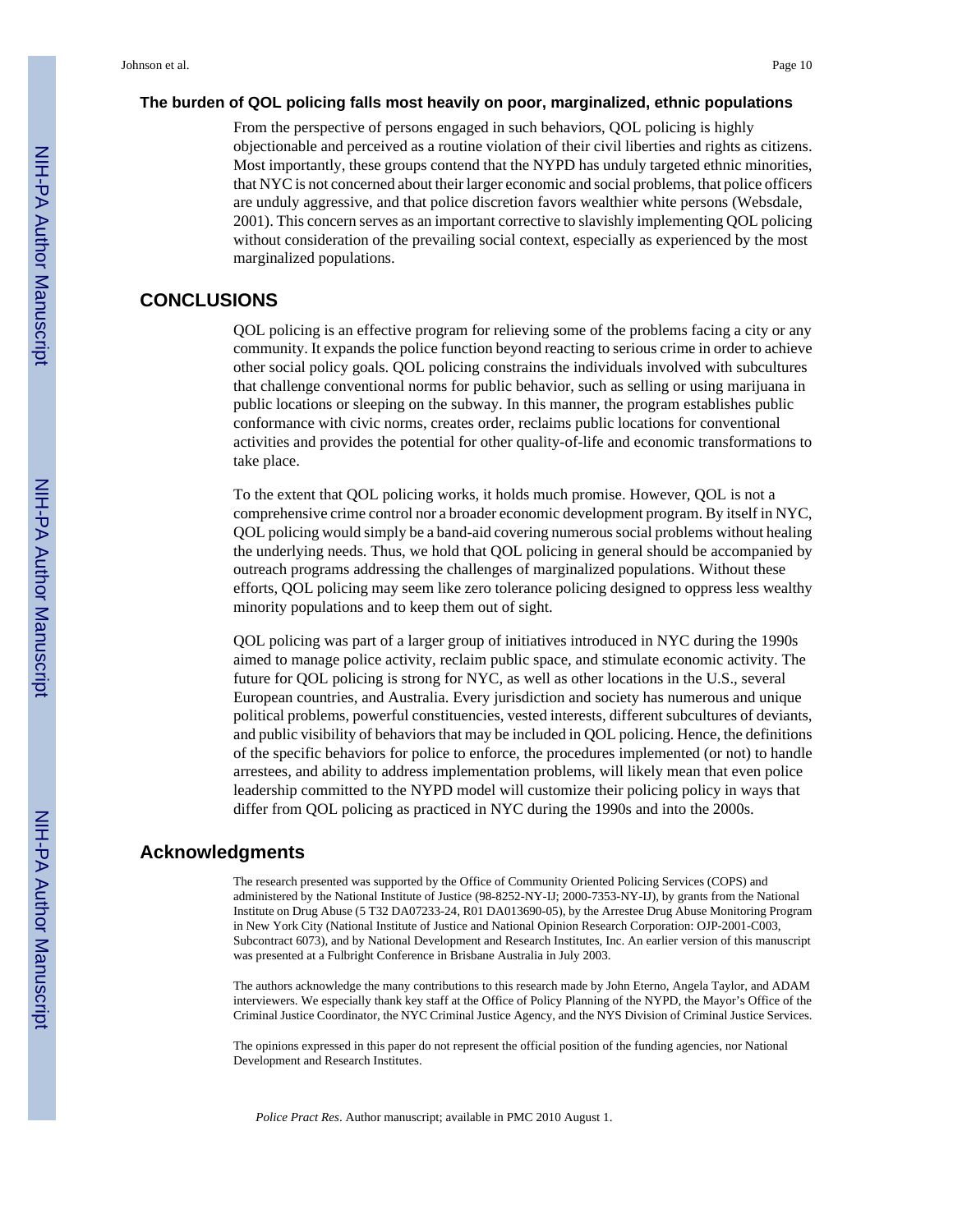### The burden of QOL policing falls most heavily on poor, marginalized, ethnic populations

From the perspective of persons engaged in such behaviors, QOL policing is highly objectionable and perceived as a routine violation of their civil liberties and rights as citizens. Most importantly, these groups contend that the NYPD has unduly targeted ethnic minorities, that NYC is not concerned about their larger economic and social problems, that police officers are unduly aggressive, and that police discretion favors wealthier white persons (Websdale, 2001). This concern serves as an important corrective to slavishly implementing QOL policing without consideration of the prevailing social context, especially as experienced by the most marginalized populations.

## CONCLUSIONS

QOL policing is an effective program for relieving some of the problems facing a city or any community. It expands the police function beyond reacting to serious crime in order to achieve other social policy goals. QOL policing constrains the individuals involved with subcultures that challenge conventional norms for public behavior, such as selling or using marijuana in public locations or sleeping on the subway. In this manner, the program establishes public conformance with civic norms, creates order, reclaims public locations for conventional activities and provides the potential for other quality-of-life and economic transformations to take place.

To the extent that QOL policing works, it holds much promise. However, QOL is not a comprehensive crime control nor a broader economic development program. By itself in NYC, QOL policing would simply be a band-aid covering numerous social problems without healing the underlying needs. Thus, we hold that QOL policing in general should be accompanied by outreach programs addressing the challenges of marginalized populations. Without these efforts, QOL policing may seem like zero tolerance policing designed to oppress less wealthy minority populations and to keep them out of sight.

QOL policing was part of a larger group of initiatives introduced in NYC during the 1990s aimed to manage police activity, reclaim public space, and stimulate economic activity. The future for QOL policing is strong for NYC, as well as other locations in the U.S., several European countries, and Australia. Every jurisdiction and society has numerous and unique political problems, powerful constituencies, vested interests, different subcultures of deviants, and public visibility of behaviors that may be included in QOL policing. Hence, the definitions of the specific behaviors for police to enforce, the procedures implemented (or not) to handle arrestees, and ability to address implementation problems, will likely mean that even police leadership committed to the NYPD model will customize their policing policy in ways that differ from QOL policing as practiced in NYC during the 1990s and into the 2000s.

## Acknowledgments

The research presented was supported by the Office of Community Oriented Policing Services (COPS) and administered by the National Institute of Justice (98-8252-NY-IJ; 2000-7353-NY-IJ), by grants from the National Institute on Drug Abuse (5 T32 DA07233-24, R01 DA013690-05), by the Arrestee Drug Abuse Monitoring Program in New York City (National Institute of Justice and National Opinion Research Corporation: OJP-2001-C003, Subcontract 6073), and by National Development and Research Institutes, Inc. An earlier version of this manuscript was presented at a Fulbright Conference in Brisbane Australia in July 2003.

The authors acknowledge the many contributions to this research made by John Eterno, Angela Taylor, and ADAM interviewers. We especially thank key staff at the Office of Policy Planning of the NYPD, the Mayor's Office of the Criminal Justice Coordinator, the NYC Criminal Justice Agency, and the NYS Division of Criminal Justice Services.

The opinions expressed in this paper do not represent the official position of the funding agencies, nor National Development and Research Institutes.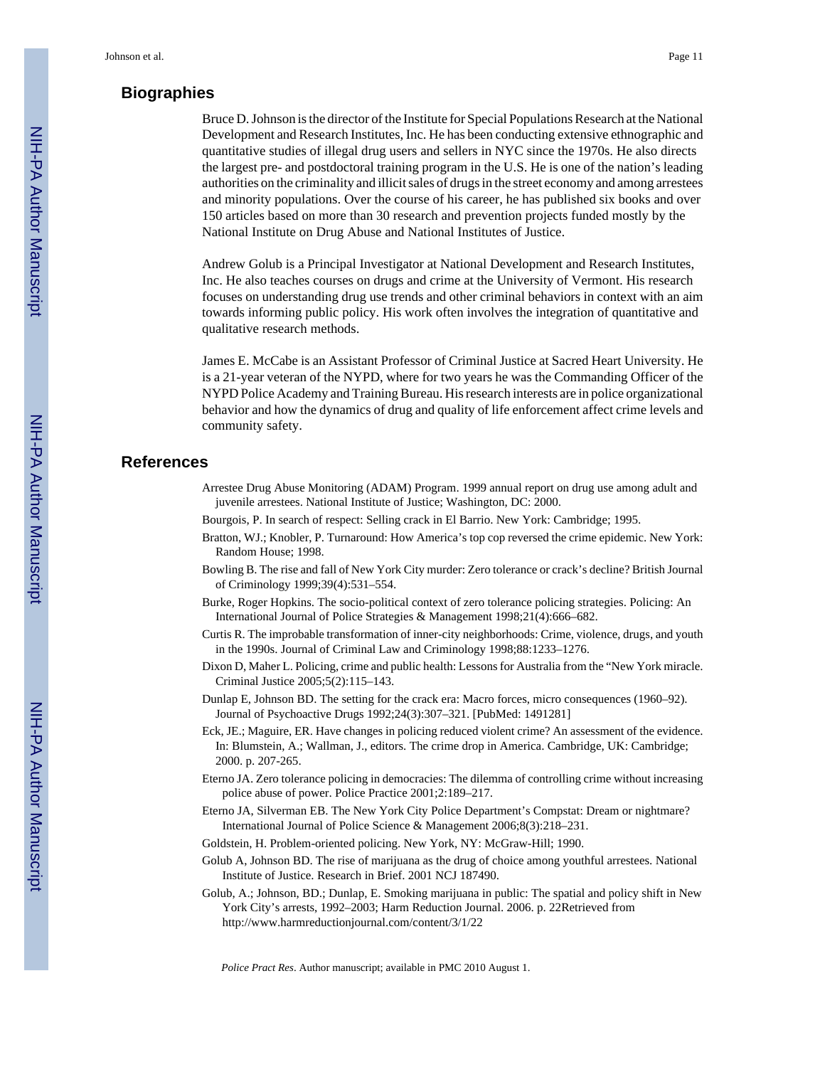## Biographies

Bruce D. Johnson is the director of the Institute for Special Populations Research at the National Development and Research Institutes, Inc. He has been conducting extensive ethnographic and quantitative studies of illegal drug users and sellers in NYC since the 1970s. He also directs the largest pre- and postdoctoral training program in the U.S. He is one of the nation's leading authorities on the criminality and illicit sales of drugs in the street economy and among arrestees and minority populations. Over the course of his career, he has published six books and over 150 articles based on more than 30 research and prevention projects funded mostly by the National Institute on Drug Abuse and National Institutes of Justice.

Andrew Golub is a Principal Investigator at National Development and Research Institutes, Inc. He also teaches courses on drugs and crime at the University of Vermont. His research focuses on understanding drug use trends and other criminal behaviors in context with an aim towards informing public policy. His work often involves the integration of quantitative and qualitative research methods.

James E. McCabe is an Assistant Professor of Criminal Justice at Sacred Heart University. He is a 21-year veteran of the NYPD, where for two years he was the Commanding Officer of the NYPD Police Academy and Training Bureau. His research interests are in police organizational behavior and how the dynamics of drug and quality of life enforcement affect crime levels and community safety.

## References

Arrestee Drug Abuse Monitoring (ADAM) Program. 1999 annual report on drug use among adult and juvenile arrestees. National Institute of Justice; Washington, DC: 2000.

Bourgois, P. In search of respect: Selling crack in El Barrio. New York: Cambridge; 1995.

Bratton, WJ.; Knobler, P. Turnaround: How America's top cop reversed the crime epidemic. New York: Random House; 1998.

Bowling B. The rise and fall of New York City murder: Zero tolerance or crack's decline? British Journal of Criminology 1999;39(4):531–554.

Burke, Roger Hopkins. The socio-political context of zero tolerance policing strategies. Policing: An International Journal of Police Strategies & Management 1998;21(4):666–682.

Curtis R. The improbable transformation of inner-city neighborhoods: Crime, violence, drugs, and youth in the 1990s. Journal of Criminal Law and Criminology 1998;88:1233–1276.

Dixon D, Maher L. Policing, crime and public health: Lessons for Australia from the "New York miracle. Criminal Justice 2005;5(2):115–143.

Dunlap E, Johnson BD. The setting for the crack era: Macro forces, micro consequences (1960–92). Journal of Psychoactive Drugs 1992;24(3):307–321. [PubMed: 1491281]

Eck, JE.; Maguire, ER. Have changes in policing reduced violent crime? An assessment of the evidence. In: Blumstein, A.; Wallman, J., editors. The crime drop in America. Cambridge, UK: Cambridge; 2000. p. 207-265.

Eterno JA. Zero tolerance policing in democracies: The dilemma of controlling crime without increasing police abuse of power. Police Practice 2001;2:189–217.

Eterno JA, Silverman EB. The New York City Police Department's Compstat: Dream or nightmare? International Journal of Police Science & Management 2006;8(3):218–231.

Goldstein, H. Problem-oriented policing. New York, NY: McGraw-Hill; 1990.

Golub A, Johnson BD. The rise of marijuana as the drug of choice among youthful arrestees. National Institute of Justice. Research in Brief. 2001 NCJ 187490.

Golub, A.; Johnson, BD.; Dunlap, E. Smoking marijuana in public: The spatial and policy shift in New York City's arrests, 1992–2003; Harm Reduction Journal. 2006. p. 22Retrieved from http://www.harmreductionjournal.com/content/3/1/22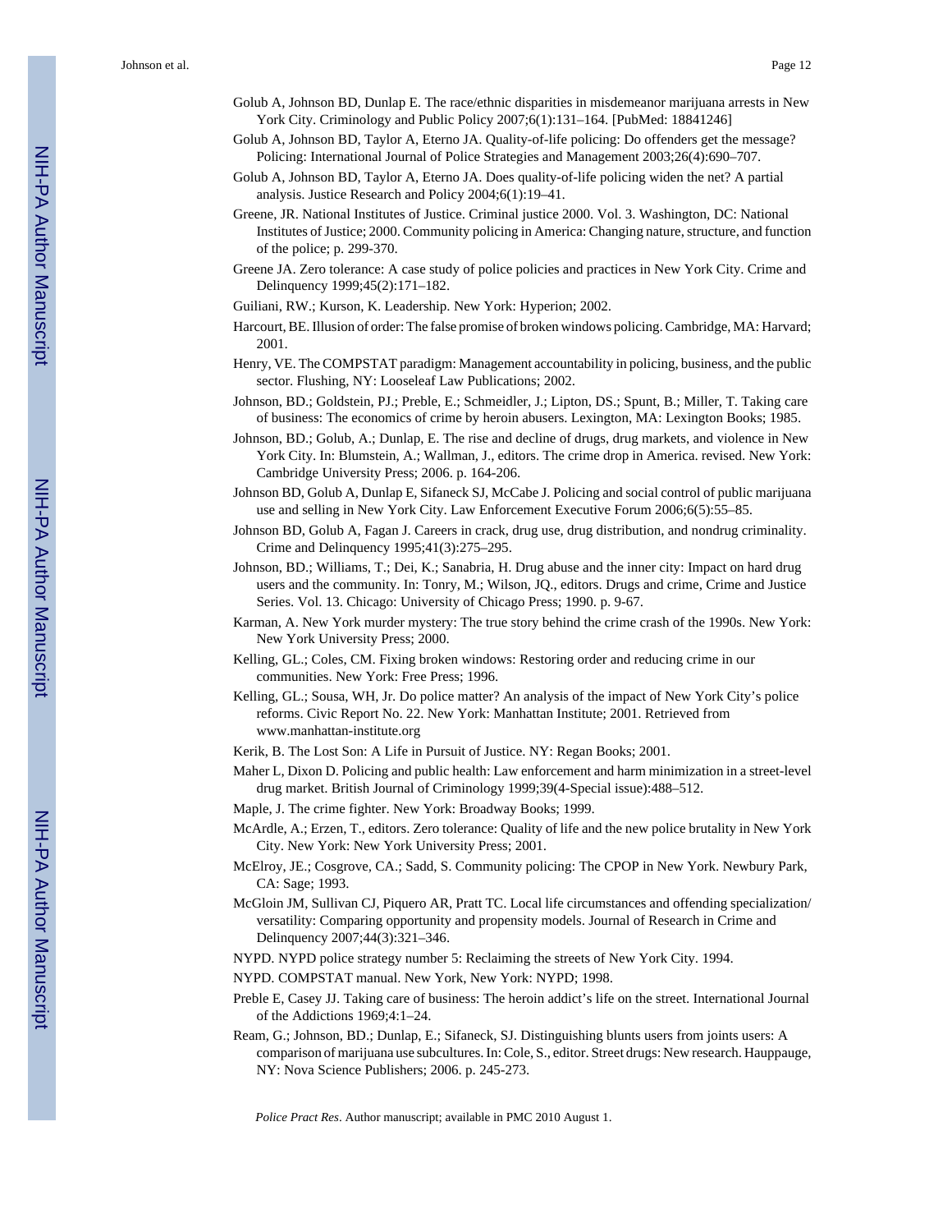Golub A, Johnson BD, Dunlap E. The race/ethnic disparities in misdemeanor marijuana arrests in New York City. Criminology and Public Policy 2007;6(1):131–164. [PubMed: 18841246]

Golub A, Johnson BD, Taylor A, Eterno JA. Quality-of-life policing: Do offenders get the message? Policing: International Journal of Police Strategies and Management 2003;26(4):690–707.

Golub A, Johnson BD, Taylor A, Eterno JA. Does quality-of-life policing widen the net? A partial analysis. Justice Research and Policy 2004;6(1):19–41.

Greene, JR. National Institutes of Justice. Criminal justice 2000. Vol. 3. Washington, DC: National Institutes of Justice; 2000. Community policing in America: Changing nature, structure, and function of the police; p. 299-370.

Greene JA. Zero tolerance: A case study of police policies and practices in New York City. Crime and Delinquency 1999;45(2):171–182.

Guiliani, RW.; Kurson, K. Leadership. New York: Hyperion; 2002.

Harcourt, BE. Illusion of order: The false promise of broken windows policing. Cambridge, MA: Harvard; 2001.

Henry, VE. The COMPSTAT paradigm: Management accountability in policing, business, and the public sector. Flushing, NY: Looseleaf Law Publications; 2002.

Johnson, BD.; Goldstein, PJ.; Preble, E.; Schmeidler, J.; Lipton, DS.; Spunt, B.; Miller, T. Taking care of business: The economics of crime by heroin abusers. Lexington, MA: Lexington Books; 1985.

Johnson, BD.; Golub, A.; Dunlap, E. The rise and decline of drugs, drug markets, and violence in New York City. In: Blumstein, A.; Wallman, J., editors. The crime drop in America. revised. New York: Cambridge University Press; 2006. p. 164-206.

Johnson BD, Golub A, Dunlap E, Sifaneck SJ, McCabe J. Policing and social control of public marijuana use and selling in New York City. Law Enforcement Executive Forum 2006;6(5):55–85.

Johnson BD, Golub A, Fagan J. Careers in crack, drug use, drug distribution, and nondrug criminality. Crime and Delinquency 1995;41(3):275–295.

Johnson, BD.; Williams, T.; Dei, K.; Sanabria, H. Drug abuse and the inner city: Impact on hard drug users and the community. In: Tonry, M.; Wilson, JQ., editors. Drugs and crime, Crime and Justice Series. Vol. 13. Chicago: University of Chicago Press; 1990. p. 9-67.

Karman, A. New York murder mystery: The true story behind the crime crash of the 1990s. New York: New York University Press; 2000.

Kelling, GL.; Coles, CM. Fixing broken windows: Restoring order and reducing crime in our communities. New York: Free Press; 1996.

Kelling, GL.; Sousa, WH, Jr. Do police matter? An analysis of the impact of New York City's police reforms. Civic Report No. 22. New York: Manhattan Institute; 2001. Retrieved from www.manhattan-institute.org

Kerik, B. The Lost Son: A Life in Pursuit of Justice. NY: Regan Books; 2001.

Maher L, Dixon D. Policing and public health: Law enforcement and harm minimization in a street-level drug market. British Journal of Criminology 1999;39(4-Special issue):488–512.

Maple, J. The crime fighter. New York: Broadway Books; 1999.

McArdle, A.; Erzen, T., editors. Zero tolerance: Quality of life and the new police brutality in New York City. New York: New York University Press; 2001.

McElroy, JE.; Cosgrove, CA.; Sadd, S. Community policing: The CPOP in New York. Newbury Park, CA: Sage; 1993.

McGloin JM, Sullivan CJ, Piquero AR, Pratt TC. Local life circumstances and offending specialization/versatility: Comparing opportunity and propensity models. Journal of Research in Crime and Delinquency 2007;44(3):321–346.

NYPD. NYPD police strategy number 5: Reclaiming the streets of New York City. 1994.

NYPD. COMPSTAT manual. New York, New York: NYPD; 1998.

Preble E, Casey JJ. Taking care of business: The heroin addict's life on the street. International Journal of the Addictions 1969;4:1–24.

Ream, G.; Johnson, BD.; Dunlap, E.; Sifaneck, SJ. Distinguishing blunts users from joints users: A comparison of marijuana use subcultures. In: Cole, S., editor. Street drugs: New research. Hauppauge, NY: Nova Science Publishers; 2006. p. 245-273.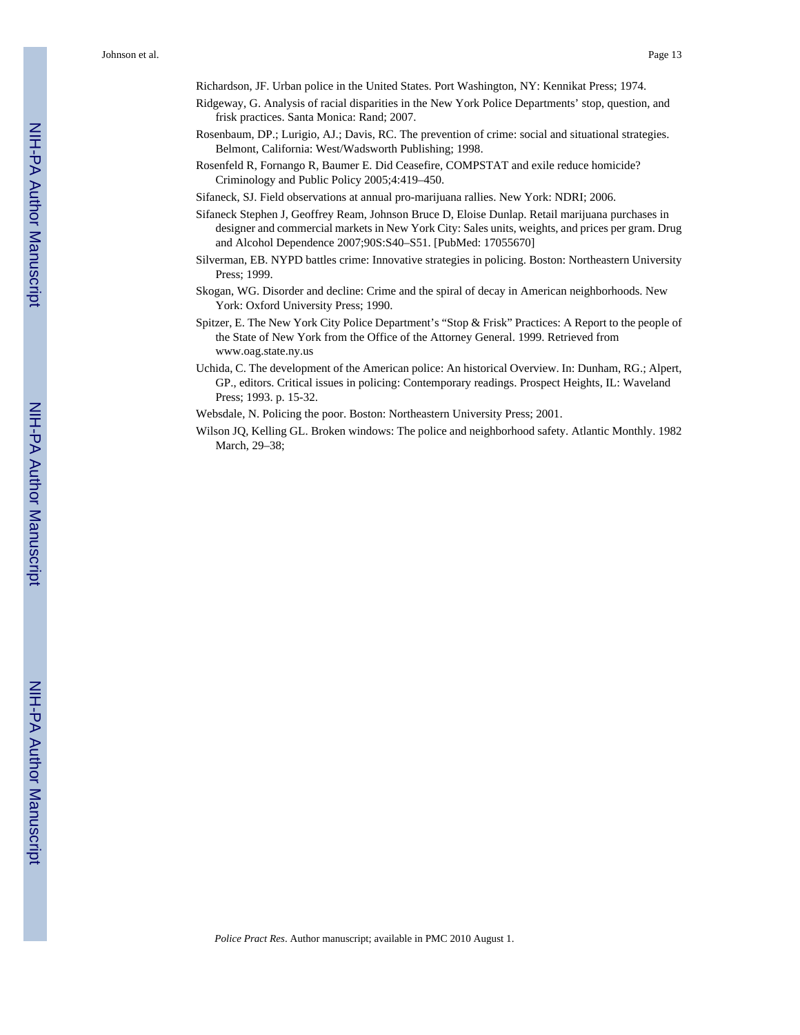Richardson, JF. Urban police in the United States. Port Washington, NY: Kennikat Press; 1974.

Ridgeway, G. Analysis of racial disparities in the New York Police Departments' stop, question, and frisk practices. Santa Monica: Rand; 2007.

Rosenbaum, DP.; Lurigio, AJ.; Davis, RC. The prevention of crime: social and situational strategies. Belmont, California: West/Wadsworth Publishing; 1998.

Rosenfeld R, Fornango R, Baumer E. Did Ceasefire, COMPSTAT and exile reduce homicide? Criminology and Public Policy 2005;4:419–450.

Sifaneck, SJ. Field observations at annual pro-marijuana rallies. New York: NDRI; 2006.

Sifaneck Stephen J, Geoffrey Ream, Johnson Bruce D, Eloise Dunlap. Retail marijuana purchases in designer and commercial markets in New York City: Sales units, weights, and prices per gram. Drug and Alcohol Dependence 2007;90S:S40–S51. [PubMed: 17055670]

Silverman, EB. NYPD battles crime: Innovative strategies in policing. Boston: Northeastern University Press; 1999.

Skogan, WG. Disorder and decline: Crime and the spiral of decay in American neighborhoods. New York: Oxford University Press; 1990.

Spitzer, E. The New York City Police Department's "Stop & Frisk" Practices: A Report to the people of the State of New York from the Office of the Attorney General. 1999. Retrieved from www.oag.state.ny.us

Uchida, C. The development of the American police: An historical Overview. In: Dunham, RG.; Alpert, GP., editors. Critical issues in policing: Contemporary readings. Prospect Heights, IL: Waveland Press; 1993. p. 15-32.

Websdale, N. Policing the poor. Boston: Northeastern University Press; 2001.

Wilson JQ, Kelling GL. Broken windows: The police and neighborhood safety. Atlantic Monthly. 1982 March, 29–38;